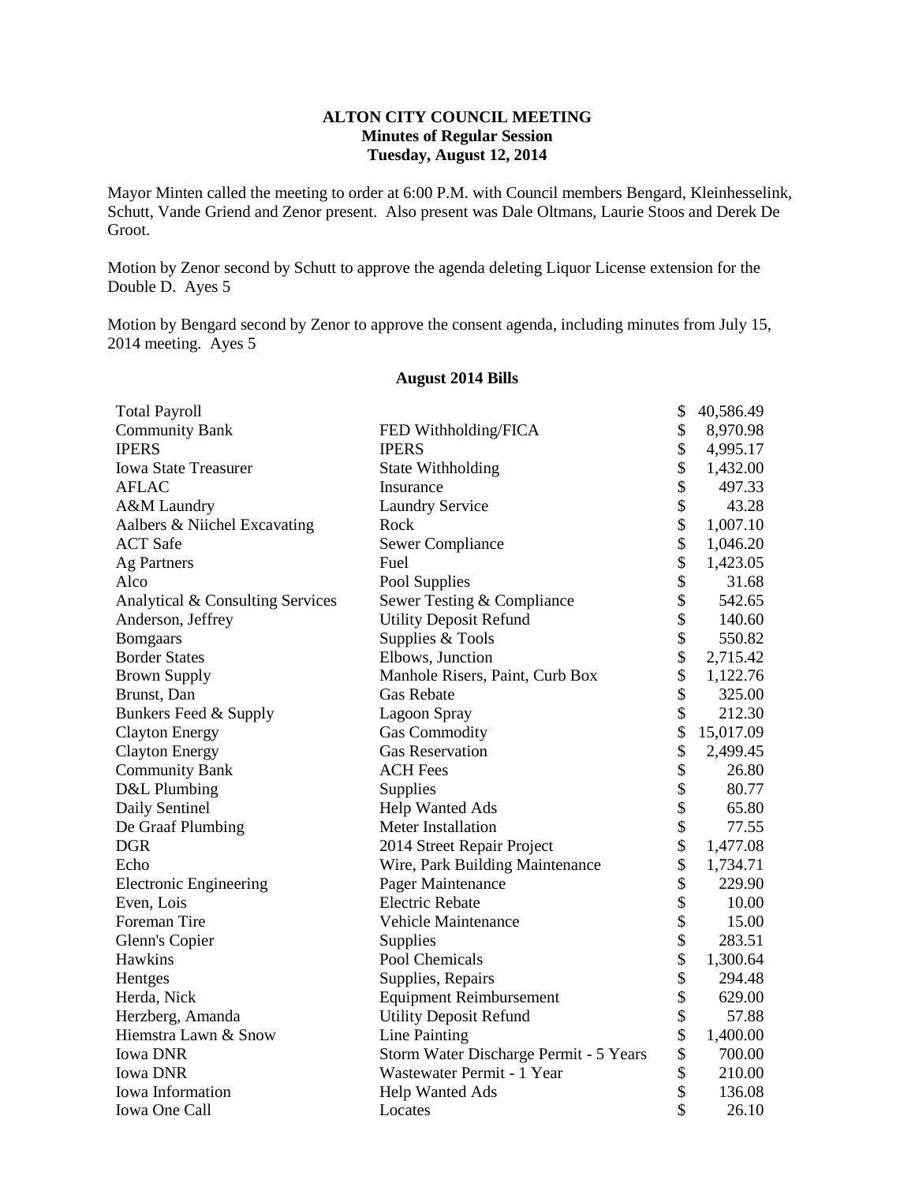**ALTON CITY COUNCIL MEETING**
**Minutes of Regular Session**
**Tuesday, August 12, 2014**

Mayor Minten called the meeting to order at 6:00 P.M. with Council members Bengard, Kleinhesselink, Schutt, Vande Griend and Zenor present. Also present was Dale Oltmans, Laurie Stoos and Derek De Groot.

Motion by Zenor second by Schutt to approve the agenda deleting Liquor License extension for the Double D. Ayes 5

Motion by Bengard second by Zenor to approve the consent agenda, including minutes from July 15, 2014 meeting. Ayes 5

**August 2014 Bills**

| | | | |
|---|---|---|---|
| Total Payroll | | $ | 40,586.49 |
| Community Bank | FED Withholding/FICA | $ | 8,970.98 |
| IPERS | IPERS | $ | 4,995.17 |
| Iowa State Treasurer | State Withholding | $ | 1,432.00 |
| AFLAC | Insurance | $ | 497.33 |
| A&M Laundry | Laundry Service | $ | 43.28 |
| Aalbers & Niichel Excavating | Rock | $ | 1,007.10 |
| ACT Safe | Sewer Compliance | $ | 1,046.20 |
| Ag Partners | Fuel | $ | 1,423.05 |
| Alco | Pool Supplies | $ | 31.68 |
| Analytical & Consulting Services | Sewer Testing & Compliance | $ | 542.65 |
| Anderson, Jeffrey | Utility Deposit Refund | $ | 140.60 |
| Bomgaars | Supplies & Tools | $ | 550.82 |
| Border States | Elbows, Junction | $ | 2,715.42 |
| Brown Supply | Manhole Risers, Paint, Curb Box | $ | 1,122.76 |
| Brunst, Dan | Gas Rebate | $ | 325.00 |
| Bunkers Feed & Supply | Lagoon Spray | $ | 212.30 |
| Clayton Energy | Gas Commodity | $ | 15,017.09 |
| Clayton Energy | Gas Reservation | $ | 2,499.45 |
| Community Bank | ACH Fees | $ | 26.80 |
| D&L Plumbing | Supplies | $ | 80.77 |
| Daily Sentinel | Help Wanted Ads | $ | 65.80 |
| De Graaf Plumbing | Meter Installation | $ | 77.55 |
| DGR | 2014 Street Repair Project | $ | 1,477.08 |
| Echo | Wire, Park Building Maintenance | $ | 1,734.71 |
| Electronic Engineering | Pager Maintenance | $ | 229.90 |
| Even, Lois | Electric Rebate | $ | 10.00 |
| Foreman Tire | Vehicle Maintenance | $ | 15.00 |
| Glenn's Copier | Supplies | $ | 283.51 |
| Hawkins | Pool Chemicals | $ | 1,300.64 |
| Hentges | Supplies, Repairs | $ | 294.48 |
| Herda, Nick | Equipment Reimbursement | $ | 629.00 |
| Herzberg, Amanda | Utility Deposit Refund | $ | 57.88 |
| Hiemstra Lawn & Snow | Line Painting | $ | 1,400.00 |
| Iowa DNR | Storm Water Discharge Permit - 5 Years | $ | 700.00 |
| Iowa DNR | Wastewater Permit - 1 Year | $ | 210.00 |
| Iowa Information | Help Wanted Ads | $ | 136.08 |
| Iowa One Call | Locates | $ | 26.10 |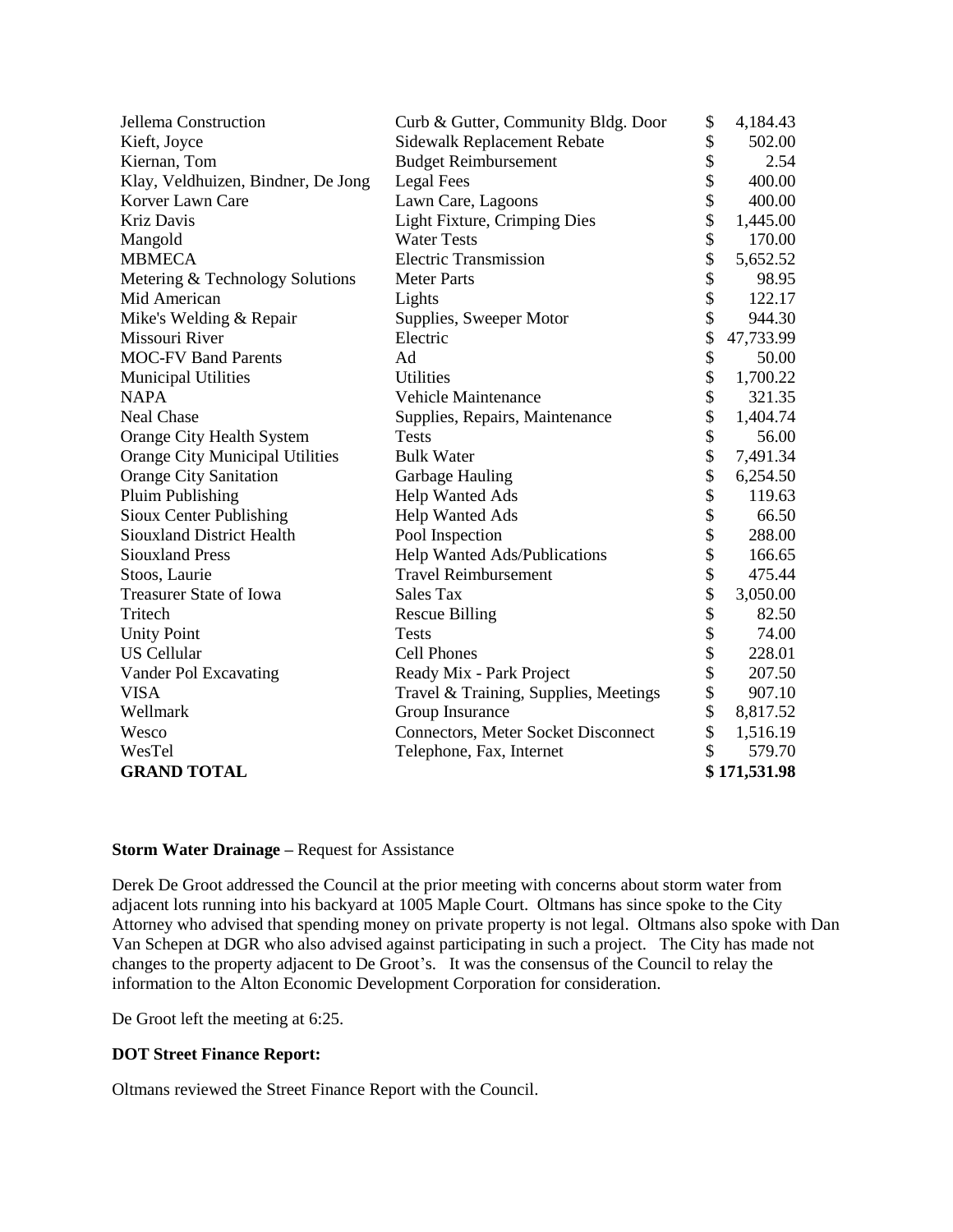| | | |
|---|---|---|
| Jellema Construction | Curb & Gutter, Community Bldg. Door | $ 4,184.43 |
| Kieft, Joyce | Sidewalk Replacement Rebate | $ 502.00 |
| Kiernan, Tom | Budget Reimbursement | $ 2.54 |
| Klay, Veldhuizen, Bindner, De Jong | Legal Fees | $ 400.00 |
| Korver Lawn Care | Lawn Care, Lagoons | $ 400.00 |
| Kriz Davis | Light Fixture, Crimping Dies | $ 1,445.00 |
| Mangold | Water Tests | $ 170.00 |
| MBMECA | Electric Transmission | $ 5,652.52 |
| Metering & Technology Solutions | Meter Parts | $ 98.95 |
| Mid American | Lights | $ 122.17 |
| Mike's Welding & Repair | Supplies, Sweeper Motor | $ 944.30 |
| Missouri River | Electric | $ 47,733.99 |
| MOC-FV Band Parents | Ad | $ 50.00 |
| Municipal Utilities | Utilities | $ 1,700.22 |
| NAPA | Vehicle Maintenance | $ 321.35 |
| Neal Chase | Supplies, Repairs, Maintenance | $ 1,404.74 |
| Orange City Health System | Tests | $ 56.00 |
| Orange City Municipal Utilities | Bulk Water | $ 7,491.34 |
| Orange City Sanitation | Garbage Hauling | $ 6,254.50 |
| Pluim Publishing | Help Wanted Ads | $ 119.63 |
| Sioux Center Publishing | Help Wanted Ads | $ 66.50 |
| Siouxland District Health | Pool Inspection | $ 288.00 |
| Siouxland Press | Help Wanted Ads/Publications | $ 166.65 |
| Stoos, Laurie | Travel Reimbursement | $ 475.44 |
| Treasurer State of Iowa | Sales Tax | $ 3,050.00 |
| Tritech | Rescue Billing | $ 82.50 |
| Unity Point | Tests | $ 74.00 |
| US Cellular | Cell Phones | $ 228.01 |
| Vander Pol Excavating | Ready Mix - Park Project | $ 207.50 |
| VISA | Travel & Training, Supplies, Meetings | $ 907.10 |
| Wellmark | Group Insurance | $ 8,817.52 |
| Wesco | Connectors, Meter Socket Disconnect | $ 1,516.19 |
| WesTel | Telephone, Fax, Internet | $ 579.70 |
| **GRAND TOTAL** | | **$ 171,531.98** |

**Storm Water Drainage** – Request for Assistance

Derek De Groot addressed the Council at the prior meeting with concerns about storm water from adjacent lots running into his backyard at 1005 Maple Court. Oltmans has since spoke to the City Attorney who advised that spending money on private property is not legal. Oltmans also spoke with Dan Van Schepen at DGR who also advised against participating in such a project. The City has made not changes to the property adjacent to De Groot's. It was the consensus of the Council to relay the information to the Alton Economic Development Corporation for consideration.

De Groot left the meeting at 6:25.

**DOT Street Finance Report:**

Oltmans reviewed the Street Finance Report with the Council.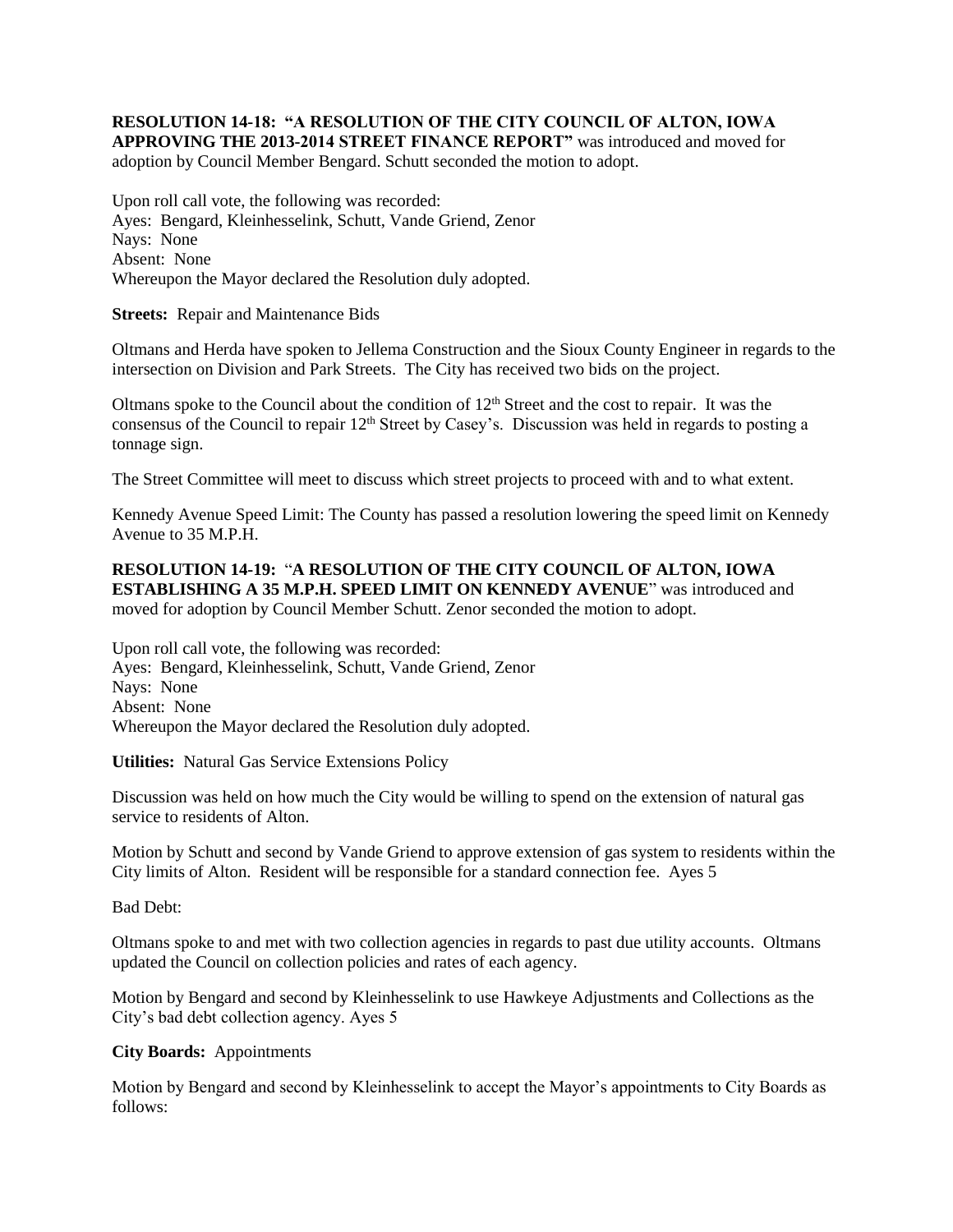**RESOLUTION 14-18: "A RESOLUTION OF THE CITY COUNCIL OF ALTON, IOWA APPROVING THE 2013-2014 STREET FINANCE REPORT"** was introduced and moved for adoption by Council Member Bengard. Schutt seconded the motion to adopt.

Upon roll call vote, the following was recorded:
Ayes: Bengard, Kleinhesselink, Schutt, Vande Griend, Zenor
Nays: None
Absent: None
Whereupon the Mayor declared the Resolution duly adopted.

**Streets:** Repair and Maintenance Bids

Oltmans and Herda have spoken to Jellema Construction and the Sioux County Engineer in regards to the intersection on Division and Park Streets. The City has received two bids on the project.

Oltmans spoke to the Council about the condition of 12th Street and the cost to repair. It was the consensus of the Council to repair 12th Street by Casey's. Discussion was held in regards to posting a tonnage sign.

The Street Committee will meet to discuss which street projects to proceed with and to what extent.

Kennedy Avenue Speed Limit: The County has passed a resolution lowering the speed limit on Kennedy Avenue to 35 M.P.H.

**RESOLUTION 14-19: "A RESOLUTION OF THE CITY COUNCIL OF ALTON, IOWA ESTABLISHING A 35 M.P.H. SPEED LIMIT ON KENNEDY AVENUE"** was introduced and moved for adoption by Council Member Schutt. Zenor seconded the motion to adopt.

Upon roll call vote, the following was recorded:
Ayes: Bengard, Kleinhesselink, Schutt, Vande Griend, Zenor
Nays: None
Absent: None
Whereupon the Mayor declared the Resolution duly adopted.

**Utilities:** Natural Gas Service Extensions Policy

Discussion was held on how much the City would be willing to spend on the extension of natural gas service to residents of Alton.

Motion by Schutt and second by Vande Griend to approve extension of gas system to residents within the City limits of Alton. Resident will be responsible for a standard connection fee. Ayes 5

Bad Debt:

Oltmans spoke to and met with two collection agencies in regards to past due utility accounts. Oltmans updated the Council on collection policies and rates of each agency.

Motion by Bengard and second by Kleinhesselink to use Hawkeye Adjustments and Collections as the City's bad debt collection agency. Ayes 5

**City Boards:** Appointments

Motion by Bengard and second by Kleinhesselink to accept the Mayor's appointments to City Boards as follows: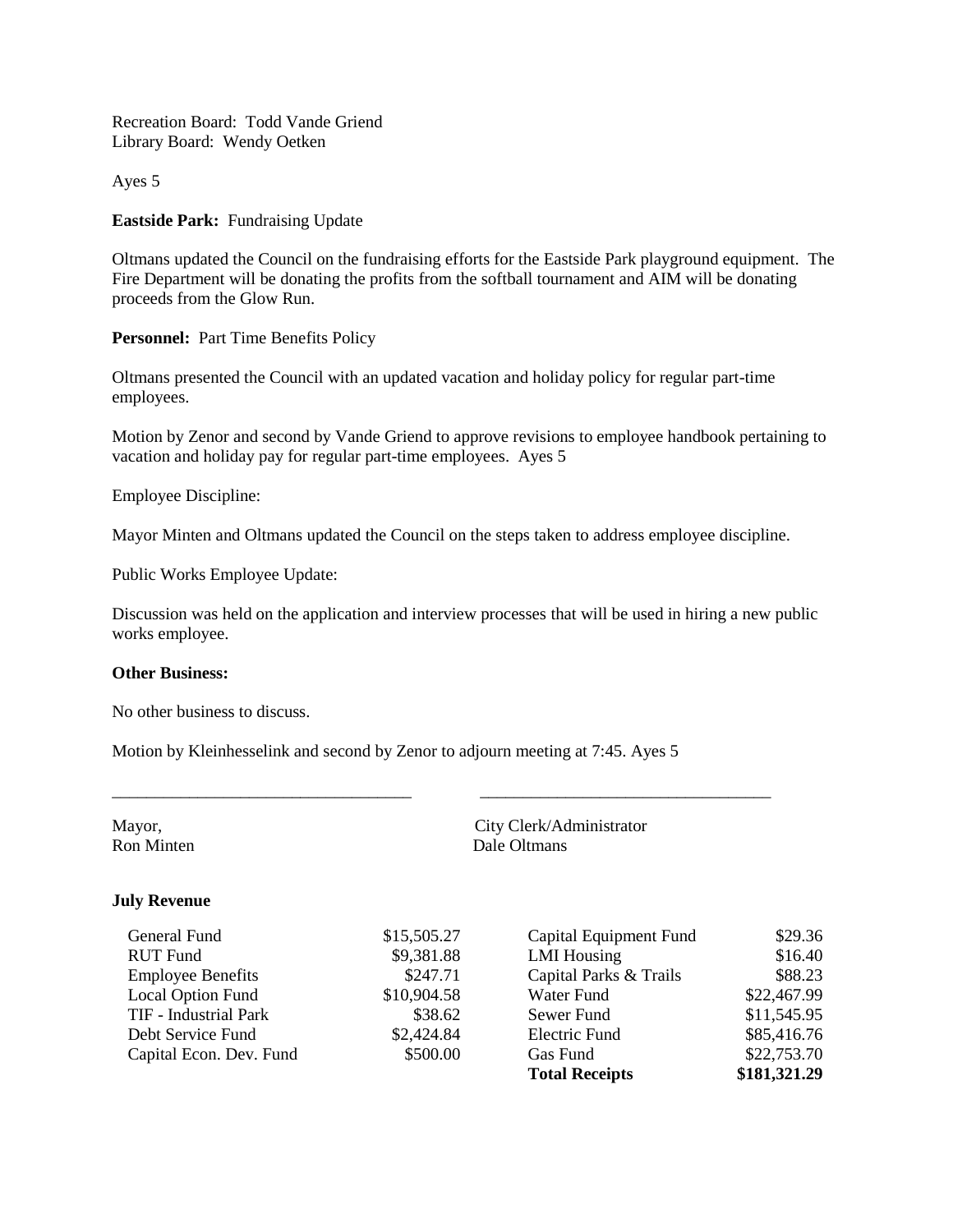Recreation Board: Todd Vande Griend
Library Board: Wendy Oetken

Ayes 5

**Eastside Park:** Fundraising Update

Oltmans updated the Council on the fundraising efforts for the Eastside Park playground equipment. The Fire Department will be donating the profits from the softball tournament and AIM will be donating proceeds from the Glow Run.

**Personnel:** Part Time Benefits Policy

Oltmans presented the Council with an updated vacation and holiday policy for regular part-time employees.

Motion by Zenor and second by Vande Griend to approve revisions to employee handbook pertaining to vacation and holiday pay for regular part-time employees. Ayes 5

Employee Discipline:

Mayor Minten and Oltmans updated the Council on the steps taken to address employee discipline.

Public Works Employee Update:

Discussion was held on the application and interview processes that will be used in hiring a new public works employee.

**Other Business:**

No other business to discuss.

Motion by Kleinhesselink and second by Zenor to adjourn meeting at 7:45. Ayes 5

___________________________________ ___________________________________

Mayor,
Ron Minten

City Clerk/Administrator
Dale Oltmans

**July Revenue**

| | | | |
|---|---|---|---|
| General Fund | $15,505.27 | Capital Equipment Fund | $29.36 |
| RUT Fund | $9,381.88 | LMI Housing | $16.40 |
| Employee Benefits | $247.71 | Capital Parks & Trails | $88.23 |
| Local Option Fund | $10,904.58 | Water Fund | $22,467.99 |
| TIF - Industrial Park | $38.62 | Sewer Fund | $11,545.95 |
| Debt Service Fund | $2,424.84 | Electric Fund | $85,416.76 |
| Capital Econ. Dev. Fund | $500.00 | Gas Fund | $22,753.70 |
| | | **Total Receipts** | **$181,321.29** |